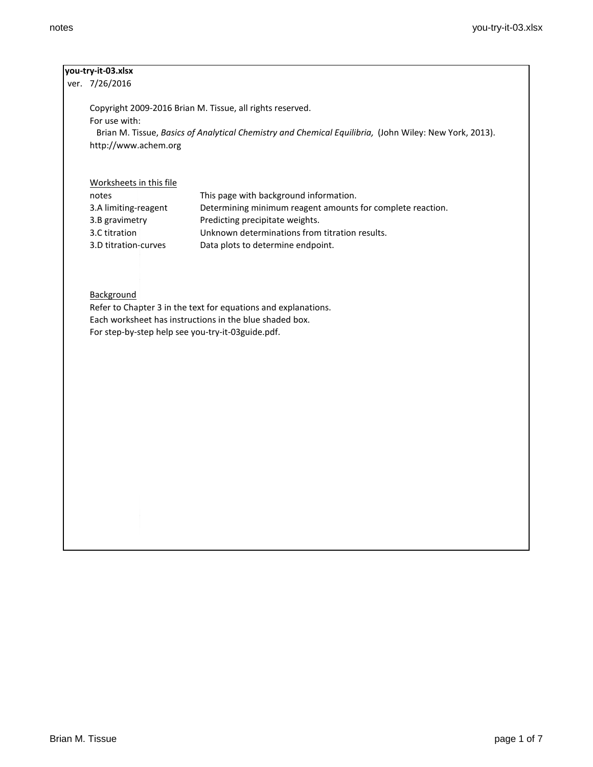**you-try-it-03.xlsx**

ver. 7/26/2016

Copyright 2009-2016 Brian M. Tissue, all rights reserved.
For use with:
Brian M. Tissue, *Basics of Analytical Chemistry and Chemical Equilibria,* (John Wiley: New York, 2013).
http://www.achem.org

Worksheets in this file

| | |
|---|---|
| notes | This page with background information. |
| 3.A limiting-reagent | Determining minimum reagent amounts for complete reaction. |
| 3.B gravimetry | Predicting precipitate weights. |
| 3.C titration | Unknown determinations from titration results. |
| 3.D titration-curves | Data plots to determine endpoint. |

Background

Refer to Chapter 3 in the text for equations and explanations.
Each worksheet has instructions in the blue shaded box.
For step-by-step help see you-try-it-03guide.pdf.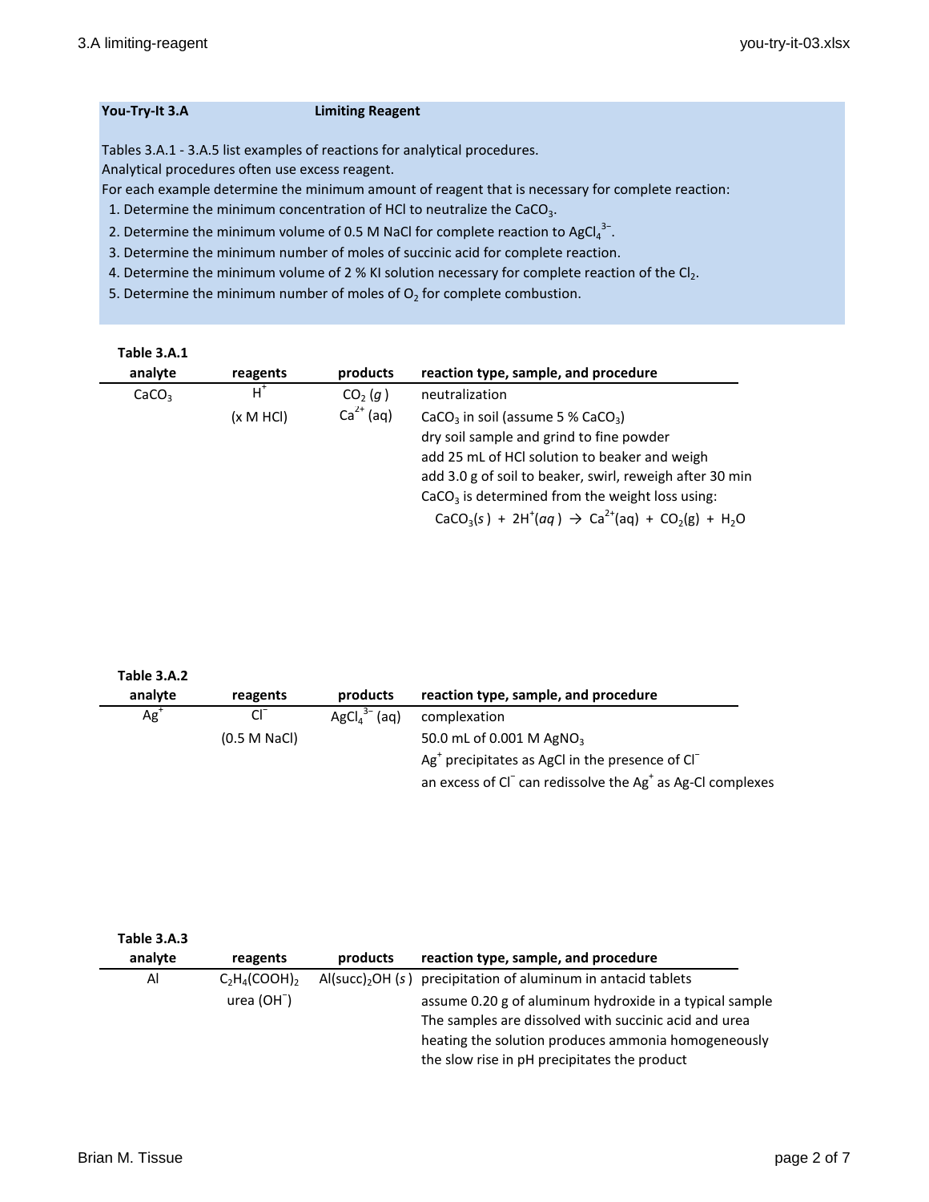**You-Try-It 3.A** **Limiting Reagent**

Tables 3.A.1 - 3.A.5 list examples of reactions for analytical procedures.
Analytical procedures often use excess reagent.
For each example determine the minimum amount of reagent that is necessary for complete reaction:

1. Determine the minimum concentration of HCl to neutralize the $CaCO_3$.
2. Determine the minimum volume of 0.5 M NaCl for complete reaction to $AgCl_4^{3-}$.
3. Determine the minimum number of moles of succinic acid for complete reaction.
4. Determine the minimum volume of 2 % KI solution necessary for complete reaction of the $Cl_2$.
5. Determine the minimum number of moles of $O_2$ for complete combustion.

**Table 3.A.1**

| analyte | reagents | products | reaction type, sample, and procedure |
|---|---|---|---|
| $CaCO_3$ | $H^+$ | $CO_2$ (*g*) | neutralization |
| | (x M HCl) | $Ca^{2+}$ (aq) | $CaCO_3$ in soil (assume 5 % $CaCO_3$) |
| | | | dry soil sample and grind to fine powder |
| | | | add 25 mL of HCl solution to beaker and weigh |
| | | | add 3.0 g of soil to beaker, swirl, reweigh after 30 min |
| | | | $CaCO_3$ is determined from the weight loss using: |
| | | | $CaCO_3(s) + 2H^+(aq) \rightarrow Ca^{2+}(aq) + CO_2(g) + H_2O$ |

**Table 3.A.2**

| analyte | reagents | products | reaction type, sample, and procedure |
|---|---|---|---|
| $Ag^+$ | $Cl^-$ | $AgCl_4^{3-}$ (aq) | complexation |
| | (0.5 M NaCl) | | 50.0 mL of 0.001 M $AgNO_3$ |
| | | | $Ag^+$ precipitates as AgCl in the presence of $Cl^-$ |
| | | | an excess of $Cl^-$ can redissolve the $Ag^+$ as Ag-Cl complexes |

**Table 3.A.3**

| analyte | reagents | products | reaction type, sample, and procedure |
|---|---|---|---|
| Al | $C_2H_4(COOH)_2$ | $Al(succ)_2OH$ (*s*) | precipitation of aluminum in antacid tablets |
| | urea ($OH^-$) | | assume 0.20 g of aluminum hydroxide in a typical sample |
| | | | The samples are dissolved with succinic acid and urea |
| | | | heating the solution produces ammonia homogeneously |
| | | | the slow rise in pH precipitates the product |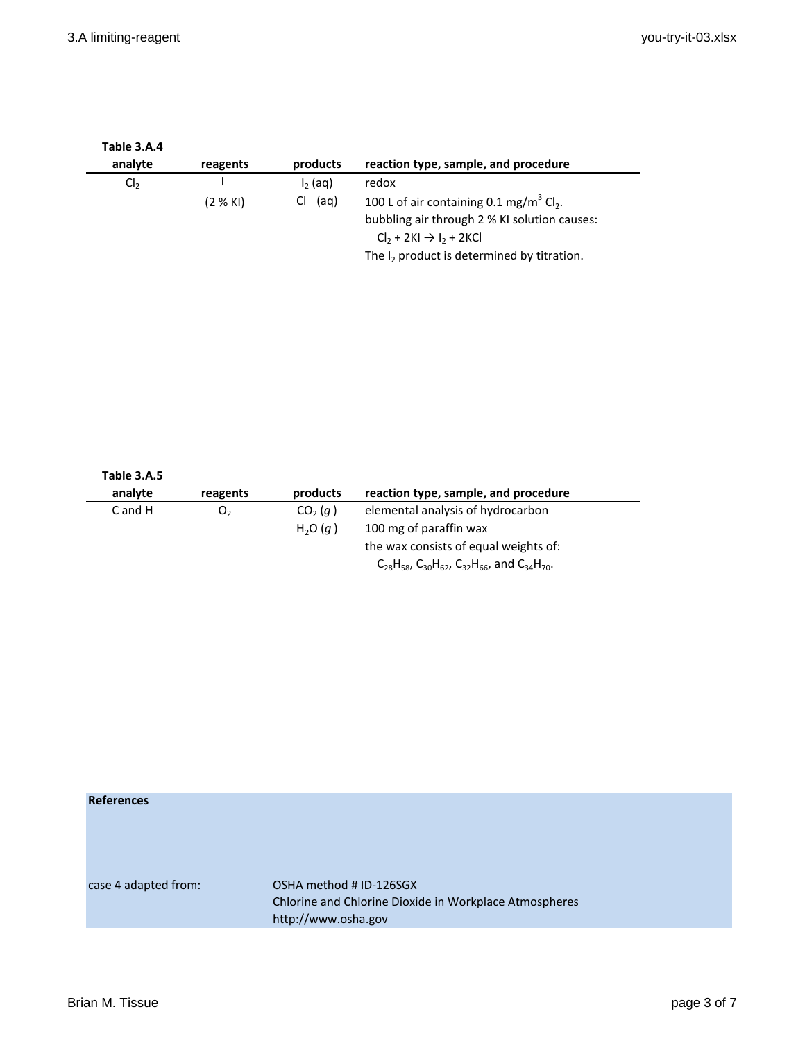**Table 3.A.4**

| analyte | reagents | products | reaction type, sample, and procedure |
|---|---|---|---|
| $Cl_2$ | $I^-$ | $I_2$ (aq) | redox |
| | (2 % KI) | $Cl^-$ (aq) | 100 L of air containing 0.1 mg/m$^3$ $Cl_2$. |
| | | | bubbling air through 2 % KI solution causes: |
| | | | $Cl_2 + 2KI \rightarrow I_2 + 2KCl$ |
| | | | The $I_2$ product is determined by titration. |

**Table 3.A.5**

| analyte | reagents | products | reaction type, sample, and procedure |
|---|---|---|---|
| C and H | $O_2$ | $CO_2$ (*g*) | elemental analysis of hydrocarbon |
| | | $H_2O$ (*g*) | 100 mg of paraffin wax |
| | | | the wax consists of equal weights of: |
| | | | $C_{28}H_{58}$, $C_{30}H_{62}$, $C_{32}H_{66}$, and $C_{34}H_{70}$. |

**References**

| | |
|---|---|
| case 4 adapted from: | OSHA method # ID-126SGX |
| | Chlorine and Chlorine Dioxide in Workplace Atmospheres |
| | http://www.osha.gov |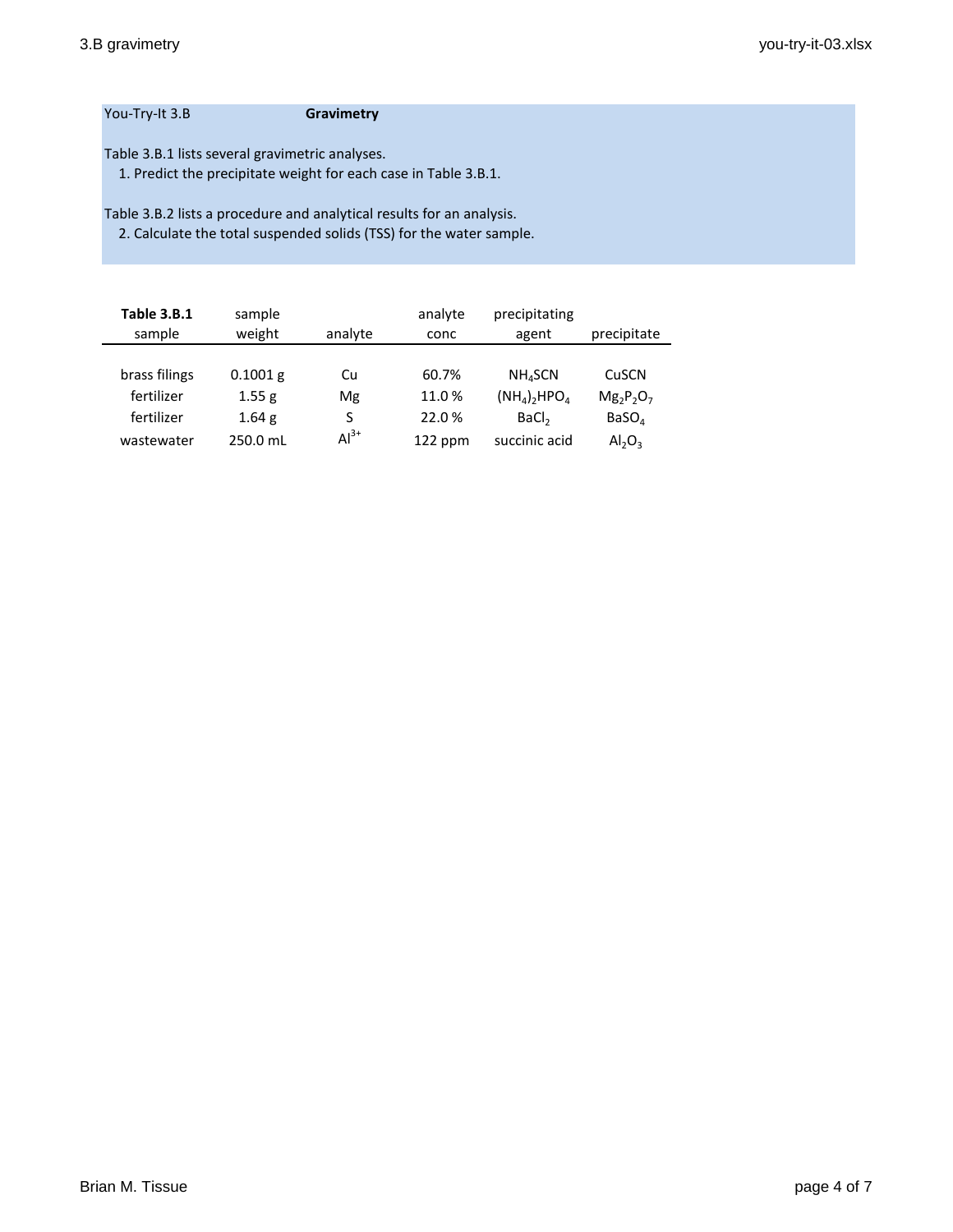You-Try-It 3.B **Gravimetry**

Table 3.B.1 lists several gravimetric analyses.

1. Predict the precipitate weight for each case in Table 3.B.1.

Table 3.B.2 lists a procedure and analytical results for an analysis.

2. Calculate the total suspended solids (TSS) for the water sample.

| **Table 3.B.1** sample | sample weight | analyte | analyte conc | precipitating agent | precipitate |
|---|---|---|---|---|---|
| brass filings | 0.1001 g | Cu | 60.7% | $NH_4SCN$ | CuSCN |
| fertilizer | 1.55 g | Mg | 11.0 % | $(NH_4)_2HPO_4$ | $Mg_2P_2O_7$ |
| fertilizer | 1.64 g | S | 22.0 % | $BaCl_2$ | $BaSO_4$ |
| wastewater | 250.0 mL | $Al^{3+}$ | 122 ppm | succinic acid | $Al_2O_3$ |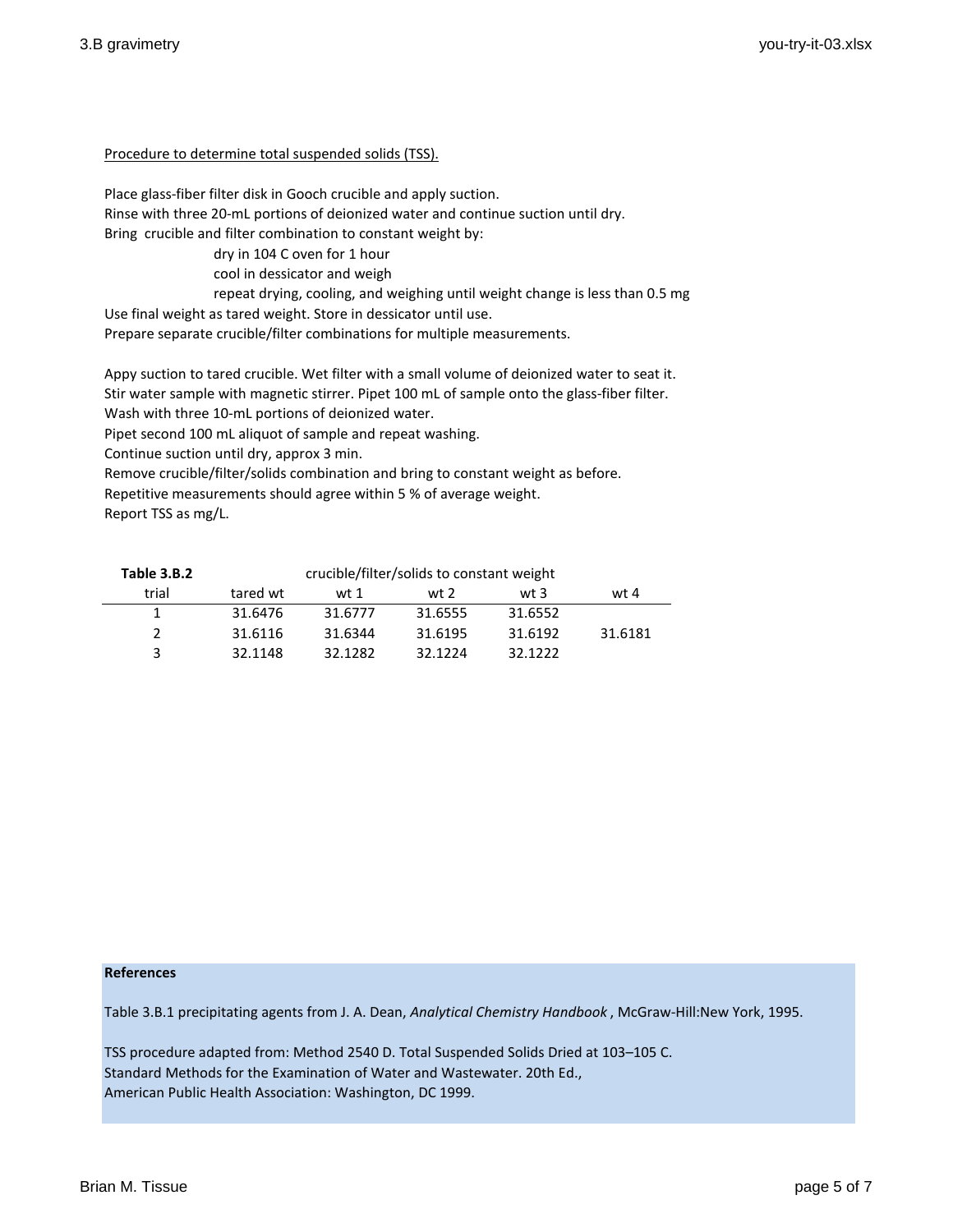Procedure to determine total suspended solids (TSS).

Place glass-fiber filter disk in Gooch crucible and apply suction.
Rinse with three 20-mL portions of deionized water and continue suction until dry.
Bring crucible and filter combination to constant weight by:

- dry in 104 C oven for 1 hour
- cool in dessicator and weigh
- repeat drying, cooling, and weighing until weight change is less than 0.5 mg

Use final weight as tared weight. Store in dessicator until use.
Prepare separate crucible/filter combinations for multiple measurements.

Appy suction to tared crucible. Wet filter with a small volume of deionized water to seat it.
Stir water sample with magnetic stirrer. Pipet 100 mL of sample onto the glass-fiber filter.
Wash with three 10-mL portions of deionized water.
Pipet second 100 mL aliquot of sample and repeat washing.
Continue suction until dry, approx 3 min.
Remove crucible/filter/solids combination and bring to constant weight as before.
Repetitive measurements should agree within 5 % of average weight.
Report TSS as mg/L.

**Table 3.B.2**

| | | crucible/filter/solids to constant weight | | | |
|---|---|---|---|---|---|
| trial | tared wt | wt 1 | wt 2 | wt 3 | wt 4 |
| 1 | 31.6476 | 31.6777 | 31.6555 | 31.6552 | |
| 2 | 31.6116 | 31.6344 | 31.6195 | 31.6192 | 31.6181 |
| 3 | 32.1148 | 32.1282 | 32.1224 | 32.1222 | |

**References**

Table 3.B.1 precipitating agents from J. A. Dean, *Analytical Chemistry Handbook* , McGraw-Hill:New York, 1995.

TSS procedure adapted from: Method 2540 D. Total Suspended Solids Dried at 103–105 C.
Standard Methods for the Examination of Water and Wastewater. 20th Ed.,
American Public Health Association: Washington, DC 1999.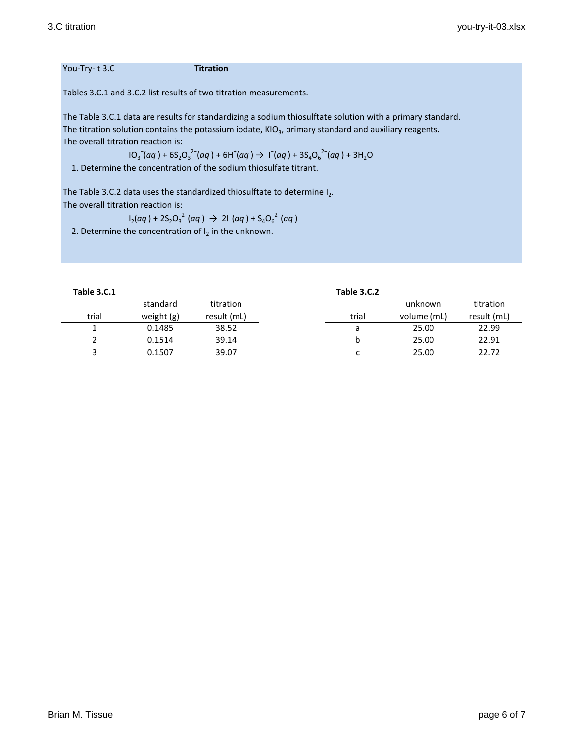You-Try-It 3.C **Titration**

Tables 3.C.1 and 3.C.2 list results of two titration measurements.

The Table 3.C.1 data are results for standardizing a sodium thiosulftate solution with a primary standard.
The titration solution contains the potassium iodate, $KIO_3$, primary standard and auxiliary reagents.
The overall titration reaction is:

$$IO_3^-(aq) + 6S_2O_3^{2-}(aq) + 6H^+(aq) \rightarrow I^-(aq) + 3S_4O_6^{2-}(aq) + 3H_2O$$

1. Determine the concentration of the sodium thiosulfate titrant.

The Table 3.C.2 data uses the standardized thiosulftate to determine $I_2$.
The overall titration reaction is:

$$I_2(aq) + 2S_2O_3^{2-}(aq) \rightarrow 2I^-(aq) + S_4O_6^{2-}(aq)$$

2. Determine the concentration of $I_2$ in the unknown.

**Table 3.C.1**

| trial | standard weight (g) | titration result (mL) |
|---|---|---|
| 1 | 0.1485 | 38.52 |
| 2 | 0.1514 | 39.14 |
| 3 | 0.1507 | 39.07 |

**Table 3.C.2**

| trial | unknown volume (mL) | titration result (mL) |
|---|---|---|
| a | 25.00 | 22.99 |
| b | 25.00 | 22.91 |
| c | 25.00 | 22.72 |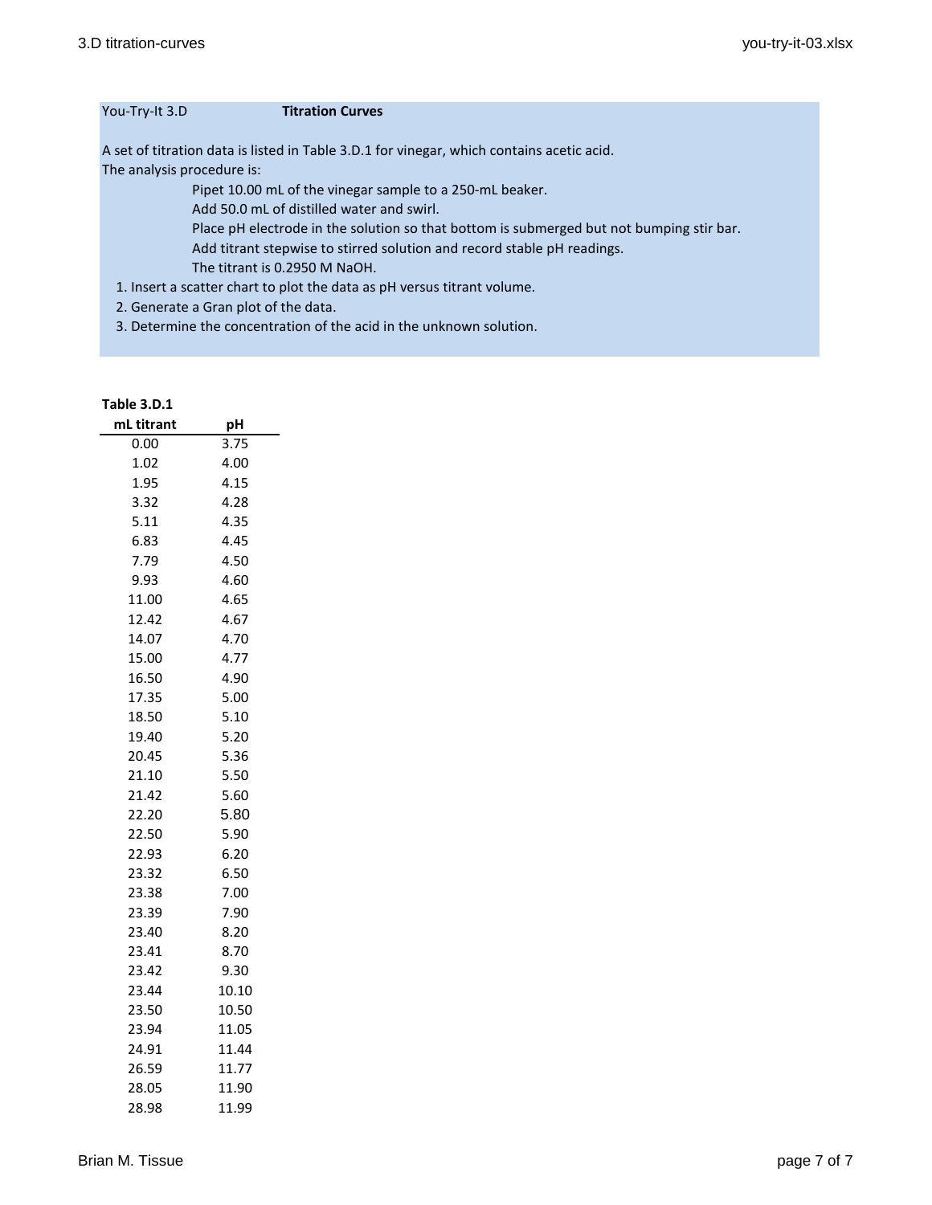You-Try-It 3.D **Titration Curves**

A set of titration data is listed in Table 3.D.1 for vinegar, which contains acetic acid.
The analysis procedure is:

- Pipet 10.00 mL of the vinegar sample to a 250-mL beaker.
- Add 50.0 mL of distilled water and swirl.
- Place pH electrode in the solution so that bottom is submerged but not bumping stir bar.
- Add titrant stepwise to stirred solution and record stable pH readings.
- The titrant is 0.2950 M NaOH.

1. Insert a scatter chart to plot the data as pH versus titrant volume.
2. Generate a Gran plot of the data.
3. Determine the concentration of the acid in the unknown solution.

**Table 3.D.1**

| mL titrant | pH |
|---|---|
| 0.00 | 3.75 |
| 1.02 | 4.00 |
| 1.95 | 4.15 |
| 3.32 | 4.28 |
| 5.11 | 4.35 |
| 6.83 | 4.45 |
| 7.79 | 4.50 |
| 9.93 | 4.60 |
| 11.00 | 4.65 |
| 12.42 | 4.67 |
| 14.07 | 4.70 |
| 15.00 | 4.77 |
| 16.50 | 4.90 |
| 17.35 | 5.00 |
| 18.50 | 5.10 |
| 19.40 | 5.20 |
| 20.45 | 5.36 |
| 21.10 | 5.50 |
| 21.42 | 5.60 |
| 22.20 | 5.80 |
| 22.50 | 5.90 |
| 22.93 | 6.20 |
| 23.32 | 6.50 |
| 23.38 | 7.00 |
| 23.39 | 7.90 |
| 23.40 | 8.20 |
| 23.41 | 8.70 |
| 23.42 | 9.30 |
| 23.44 | 10.10 |
| 23.50 | 10.50 |
| 23.94 | 11.05 |
| 24.91 | 11.44 |
| 26.59 | 11.77 |
| 28.05 | 11.90 |
| 28.98 | 11.99 |